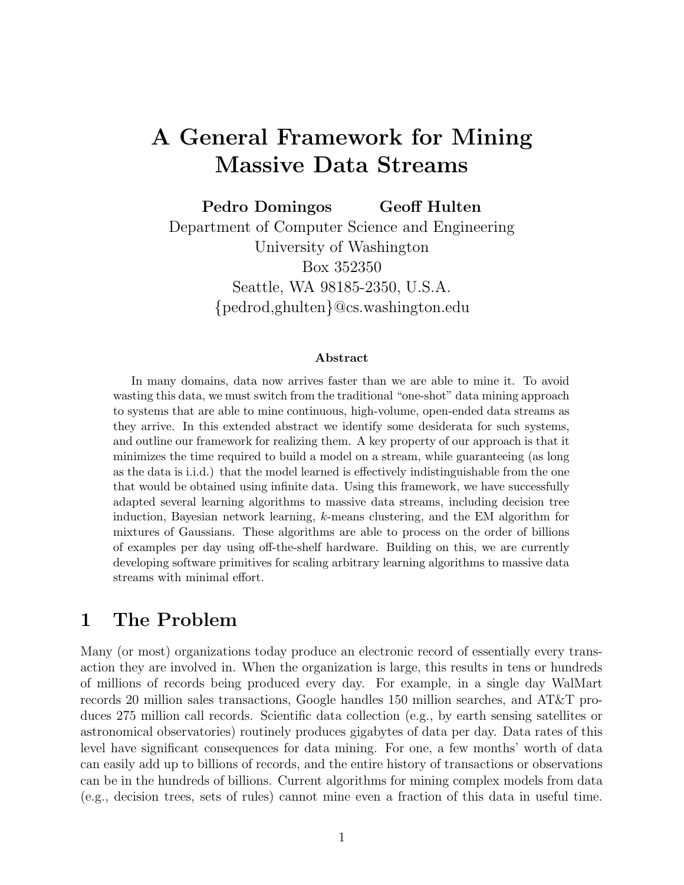# A General Framework for Mining Massive Data Streams

**Pedro Domingos** **Geoff Hulten**

Department of Computer Science and Engineering
University of Washington
Box 352350
Seattle, WA 98185-2350, U.S.A.
{pedrod,ghulten}@cs.washington.edu

### Abstract

In many domains, data now arrives faster than we are able to mine it. To avoid wasting this data, we must switch from the traditional "one-shot" data mining approach to systems that are able to mine continuous, high-volume, open-ended data streams as they arrive. In this extended abstract we identify some desiderata for such systems, and outline our framework for realizing them. A key property of our approach is that it minimizes the time required to build a model on a stream, while guaranteeing (as long as the data is i.i.d.) that the model learned is effectively indistinguishable from the one that would be obtained using infinite data. Using this framework, we have successfully adapted several learning algorithms to massive data streams, including decision tree induction, Bayesian network learning, $k$-means clustering, and the EM algorithm for mixtures of Gaussians. These algorithms are able to process on the order of billions of examples per day using off-the-shelf hardware. Building on this, we are currently developing software primitives for scaling arbitrary learning algorithms to massive data streams with minimal effort.

## 1 The Problem

Many (or most) organizations today produce an electronic record of essentially every transaction they are involved in. When the organization is large, this results in tens or hundreds of millions of records being produced every day. For example, in a single day WalMart records 20 million sales transactions, Google handles 150 million searches, and AT&T produces 275 million call records. Scientific data collection (e.g., by earth sensing satellites or astronomical observatories) routinely produces gigabytes of data per day. Data rates of this level have significant consequences for data mining. For one, a few months' worth of data can easily add up to billions of records, and the entire history of transactions or observations can be in the hundreds of billions. Current algorithms for mining complex models from data (e.g., decision trees, sets of rules) cannot mine even a fraction of this data in useful time.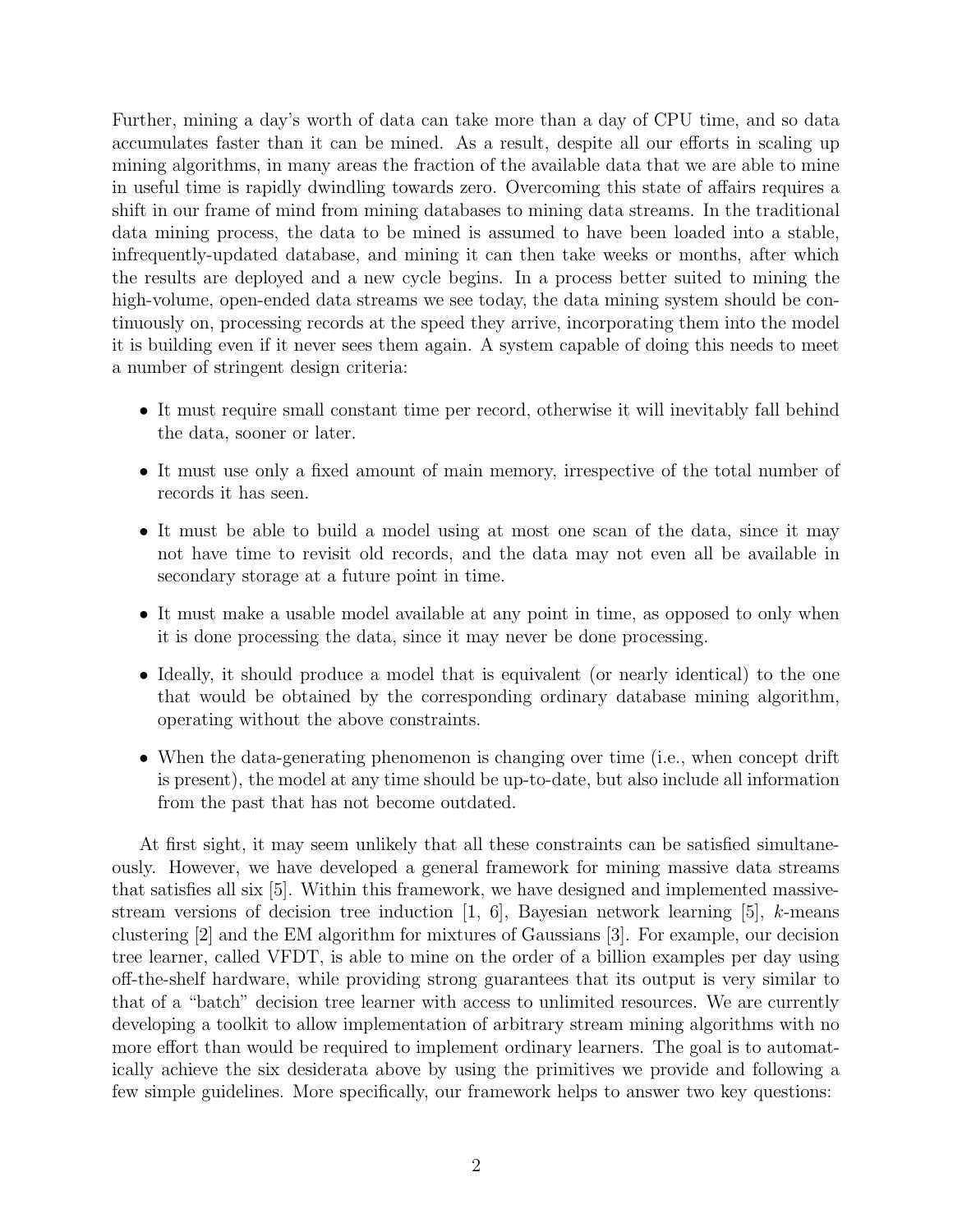Further, mining a day's worth of data can take more than a day of CPU time, and so data accumulates faster than it can be mined. As a result, despite all our efforts in scaling up mining algorithms, in many areas the fraction of the available data that we are able to mine in useful time is rapidly dwindling towards zero. Overcoming this state of affairs requires a shift in our frame of mind from mining databases to mining data streams. In the traditional data mining process, the data to be mined is assumed to have been loaded into a stable, infrequently-updated database, and mining it can then take weeks or months, after which the results are deployed and a new cycle begins. In a process better suited to mining the high-volume, open-ended data streams we see today, the data mining system should be continuously on, processing records at the speed they arrive, incorporating them into the model it is building even if it never sees them again. A system capable of doing this needs to meet a number of stringent design criteria:

- It must require small constant time per record, otherwise it will inevitably fall behind the data, sooner or later.
- It must use only a fixed amount of main memory, irrespective of the total number of records it has seen.
- It must be able to build a model using at most one scan of the data, since it may not have time to revisit old records, and the data may not even all be available in secondary storage at a future point in time.
- It must make a usable model available at any point in time, as opposed to only when it is done processing the data, since it may never be done processing.
- Ideally, it should produce a model that is equivalent (or nearly identical) to the one that would be obtained by the corresponding ordinary database mining algorithm, operating without the above constraints.
- When the data-generating phenomenon is changing over time (i.e., when concept drift is present), the model at any time should be up-to-date, but also include all information from the past that has not become outdated.

At first sight, it may seem unlikely that all these constraints can be satisfied simultaneously. However, we have developed a general framework for mining massive data streams that satisfies all six [5]. Within this framework, we have designed and implemented massive-stream versions of decision tree induction [1, 6], Bayesian network learning [5], $k$-means clustering [2] and the EM algorithm for mixtures of Gaussians [3]. For example, our decision tree learner, called VFDT, is able to mine on the order of a billion examples per day using off-the-shelf hardware, while providing strong guarantees that its output is very similar to that of a "batch" decision tree learner with access to unlimited resources. We are currently developing a toolkit to allow implementation of arbitrary stream mining algorithms with no more effort than would be required to implement ordinary learners. The goal is to automatically achieve the six desiderata above by using the primitives we provide and following a few simple guidelines. More specifically, our framework helps to answer two key questions: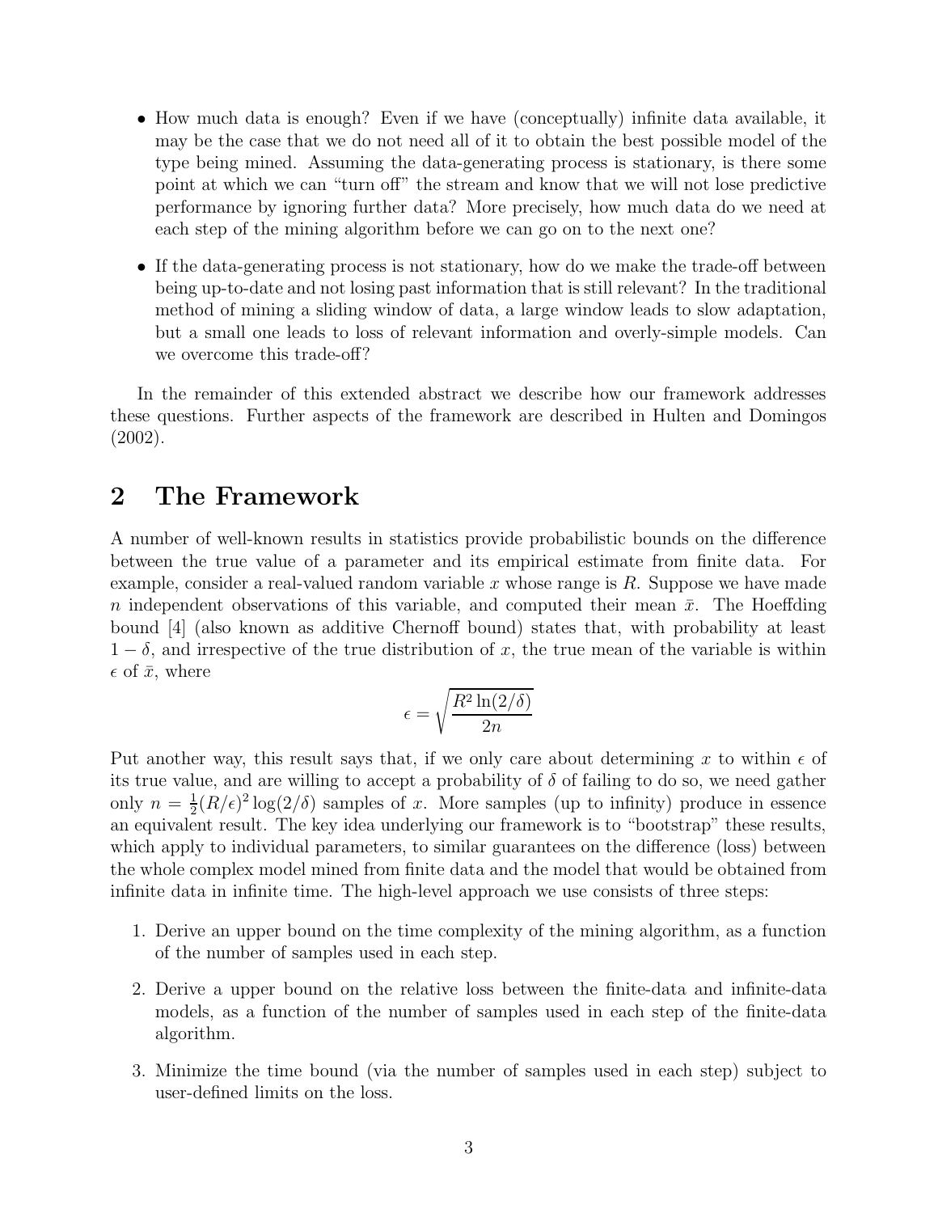- How much data is enough? Even if we have (conceptually) infinite data available, it may be the case that we do not need all of it to obtain the best possible model of the type being mined. Assuming the data-generating process is stationary, is there some point at which we can "turn off" the stream and know that we will not lose predictive performance by ignoring further data? More precisely, how much data do we need at each step of the mining algorithm before we can go on to the next one?
- If the data-generating process is not stationary, how do we make the trade-off between being up-to-date and not losing past information that is still relevant? In the traditional method of mining a sliding window of data, a large window leads to slow adaptation, but a small one leads to loss of relevant information and overly-simple models. Can we overcome this trade-off?

In the remainder of this extended abstract we describe how our framework addresses these questions. Further aspects of the framework are described in Hulten and Domingos (2002).

## 2 The Framework

A number of well-known results in statistics provide probabilistic bounds on the difference between the true value of a parameter and its empirical estimate from finite data. For example, consider a real-valued random variable $x$ whose range is $R$. Suppose we have made $n$ independent observations of this variable, and computed their mean $\bar{x}$. The Hoeffding bound [4] (also known as additive Chernoff bound) states that, with probability at least $1-\delta$, and irrespective of the true distribution of $x$, the true mean of the variable is within $\epsilon$ of $\bar{x}$, where

$$\epsilon = \sqrt{\frac{R^2 \ln(2/\delta)}{2n}}$$

Put another way, this result says that, if we only care about determining $x$ to within $\epsilon$ of its true value, and are willing to accept a probability of $\delta$ of failing to do so, we need gather only $n = \frac{1}{2}(R/\epsilon)^2 \log(2/\delta)$ samples of $x$. More samples (up to infinity) produce in essence an equivalent result. The key idea underlying our framework is to "bootstrap" these results, which apply to individual parameters, to similar guarantees on the difference (loss) between the whole complex model mined from finite data and the model that would be obtained from infinite data in infinite time. The high-level approach we use consists of three steps:

1. Derive an upper bound on the time complexity of the mining algorithm, as a function of the number of samples used in each step.
2. Derive a upper bound on the relative loss between the finite-data and infinite-data models, as a function of the number of samples used in each step of the finite-data algorithm.
3. Minimize the time bound (via the number of samples used in each step) subject to user-defined limits on the loss.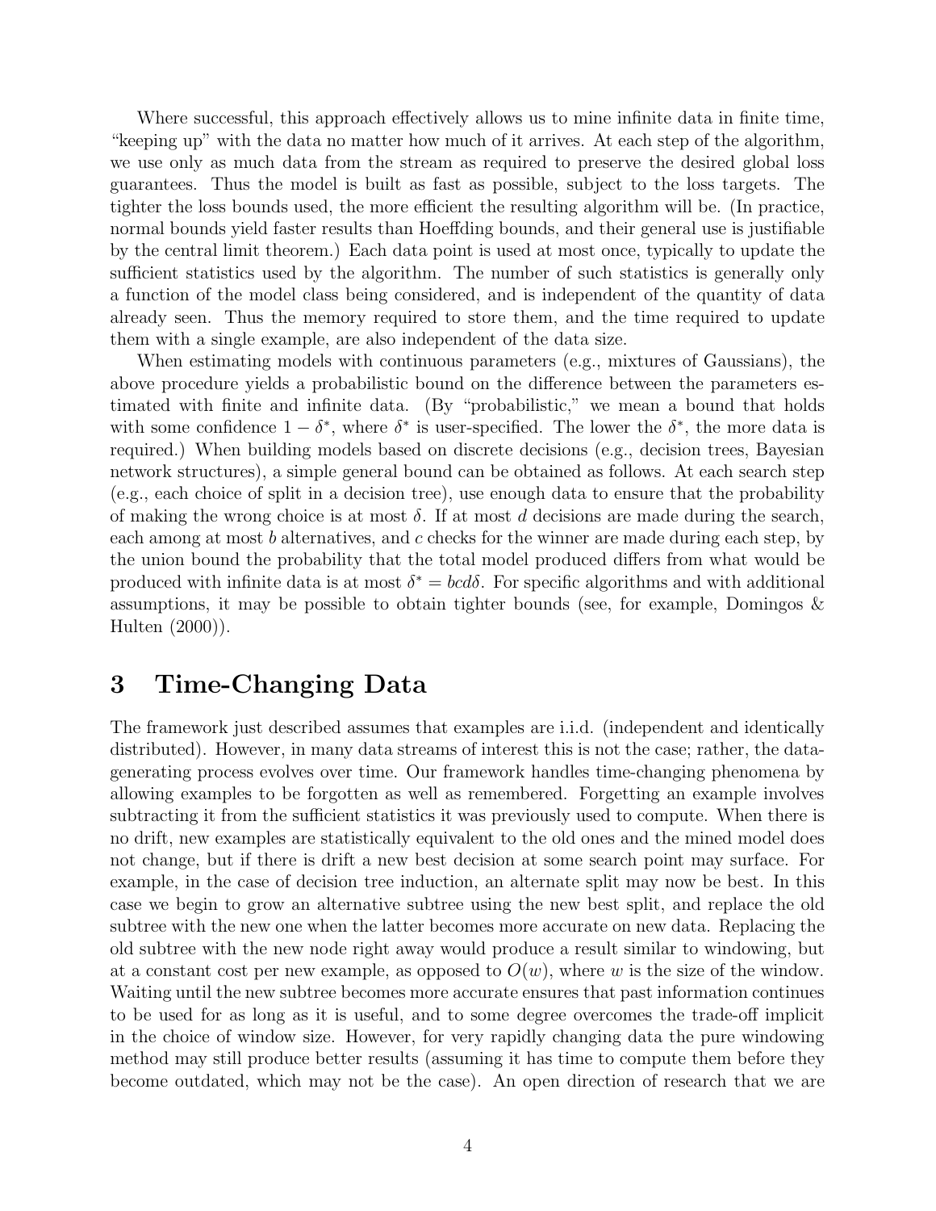Where successful, this approach effectively allows us to mine infinite data in finite time, "keeping up" with the data no matter how much of it arrives. At each step of the algorithm, we use only as much data from the stream as required to preserve the desired global loss guarantees. Thus the model is built as fast as possible, subject to the loss targets. The tighter the loss bounds used, the more efficient the resulting algorithm will be. (In practice, normal bounds yield faster results than Hoeffding bounds, and their general use is justifiable by the central limit theorem.) Each data point is used at most once, typically to update the sufficient statistics used by the algorithm. The number of such statistics is generally only a function of the model class being considered, and is independent of the quantity of data already seen. Thus the memory required to store them, and the time required to update them with a single example, are also independent of the data size.

When estimating models with continuous parameters (e.g., mixtures of Gaussians), the above procedure yields a probabilistic bound on the difference between the parameters estimated with finite and infinite data. (By "probabilistic," we mean a bound that holds with some confidence $1 - \delta^*$, where $\delta^*$ is user-specified. The lower the $\delta^*$, the more data is required.) When building models based on discrete decisions (e.g., decision trees, Bayesian network structures), a simple general bound can be obtained as follows. At each search step (e.g., each choice of split in a decision tree), use enough data to ensure that the probability of making the wrong choice is at most $\delta$. If at most $d$ decisions are made during the search, each among at most $b$ alternatives, and $c$ checks for the winner are made during each step, by the union bound the probability that the total model produced differs from what would be produced with infinite data is at most $\delta^* = bcd\delta$. For specific algorithms and with additional assumptions, it may be possible to obtain tighter bounds (see, for example, Domingos & Hulten (2000)).

# 3 Time-Changing Data

The framework just described assumes that examples are i.i.d. (independent and identically distributed). However, in many data streams of interest this is not the case; rather, the data-generating process evolves over time. Our framework handles time-changing phenomena by allowing examples to be forgotten as well as remembered. Forgetting an example involves subtracting it from the sufficient statistics it was previously used to compute. When there is no drift, new examples are statistically equivalent to the old ones and the mined model does not change, but if there is drift a new best decision at some search point may surface. For example, in the case of decision tree induction, an alternate split may now be best. In this case we begin to grow an alternative subtree using the new best split, and replace the old subtree with the new one when the latter becomes more accurate on new data. Replacing the old subtree with the new node right away would produce a result similar to windowing, but at a constant cost per new example, as opposed to $O(w)$, where $w$ is the size of the window. Waiting until the new subtree becomes more accurate ensures that past information continues to be used for as long as it is useful, and to some degree overcomes the trade-off implicit in the choice of window size. However, for very rapidly changing data the pure windowing method may still produce better results (assuming it has time to compute them before they become outdated, which may not be the case). An open direction of research that we are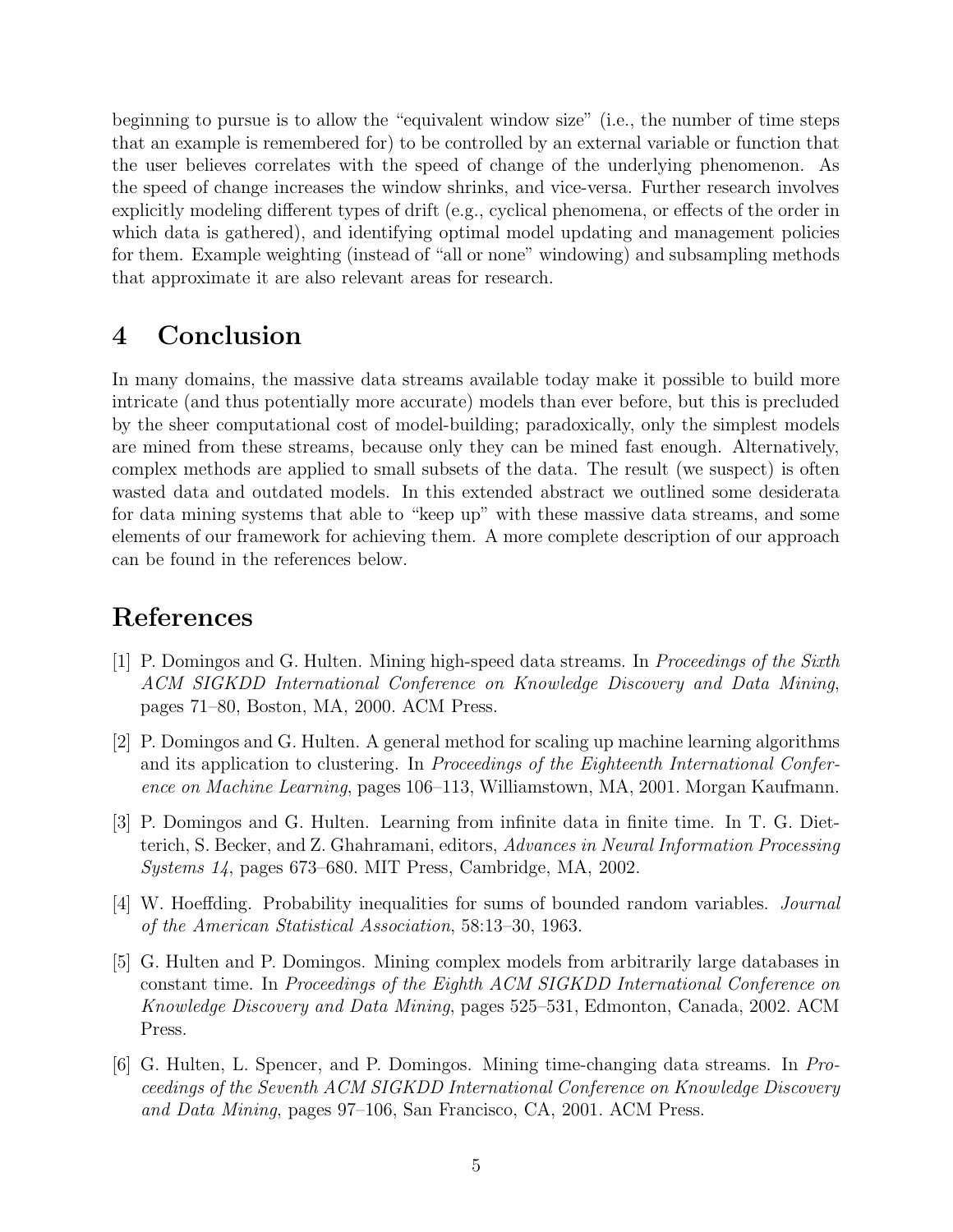beginning to pursue is to allow the "equivalent window size" (i.e., the number of time steps that an example is remembered for) to be controlled by an external variable or function that the user believes correlates with the speed of change of the underlying phenomenon. As the speed of change increases the window shrinks, and vice-versa. Further research involves explicitly modeling different types of drift (e.g., cyclical phenomena, or effects of the order in which data is gathered), and identifying optimal model updating and management policies for them. Example weighting (instead of "all or none" windowing) and subsampling methods that approximate it are also relevant areas for research.

# 4 Conclusion

In many domains, the massive data streams available today make it possible to build more intricate (and thus potentially more accurate) models than ever before, but this is precluded by the sheer computational cost of model-building; paradoxically, only the simplest models are mined from these streams, because only they can be mined fast enough. Alternatively, complex methods are applied to small subsets of the data. The result (we suspect) is often wasted data and outdated models. In this extended abstract we outlined some desiderata for data mining systems that able to "keep up" with these massive data streams, and some elements of our framework for achieving them. A more complete description of our approach can be found in the references below.

# References

[1] P. Domingos and G. Hulten. Mining high-speed data streams. In *Proceedings of the Sixth ACM SIGKDD International Conference on Knowledge Discovery and Data Mining*, pages 71–80, Boston, MA, 2000. ACM Press.

[2] P. Domingos and G. Hulten. A general method for scaling up machine learning algorithms and its application to clustering. In *Proceedings of the Eighteenth International Conference on Machine Learning*, pages 106–113, Williamstown, MA, 2001. Morgan Kaufmann.

[3] P. Domingos and G. Hulten. Learning from infinite data in finite time. In T. G. Dietterich, S. Becker, and Z. Ghahramani, editors, *Advances in Neural Information Processing Systems 14*, pages 673–680. MIT Press, Cambridge, MA, 2002.

[4] W. Hoeffding. Probability inequalities for sums of bounded random variables. *Journal of the American Statistical Association*, 58:13–30, 1963.

[5] G. Hulten and P. Domingos. Mining complex models from arbitrarily large databases in constant time. In *Proceedings of the Eighth ACM SIGKDD International Conference on Knowledge Discovery and Data Mining*, pages 525–531, Edmonton, Canada, 2002. ACM Press.

[6] G. Hulten, L. Spencer, and P. Domingos. Mining time-changing data streams. In *Proceedings of the Seventh ACM SIGKDD International Conference on Knowledge Discovery and Data Mining*, pages 97–106, San Francisco, CA, 2001. ACM Press.